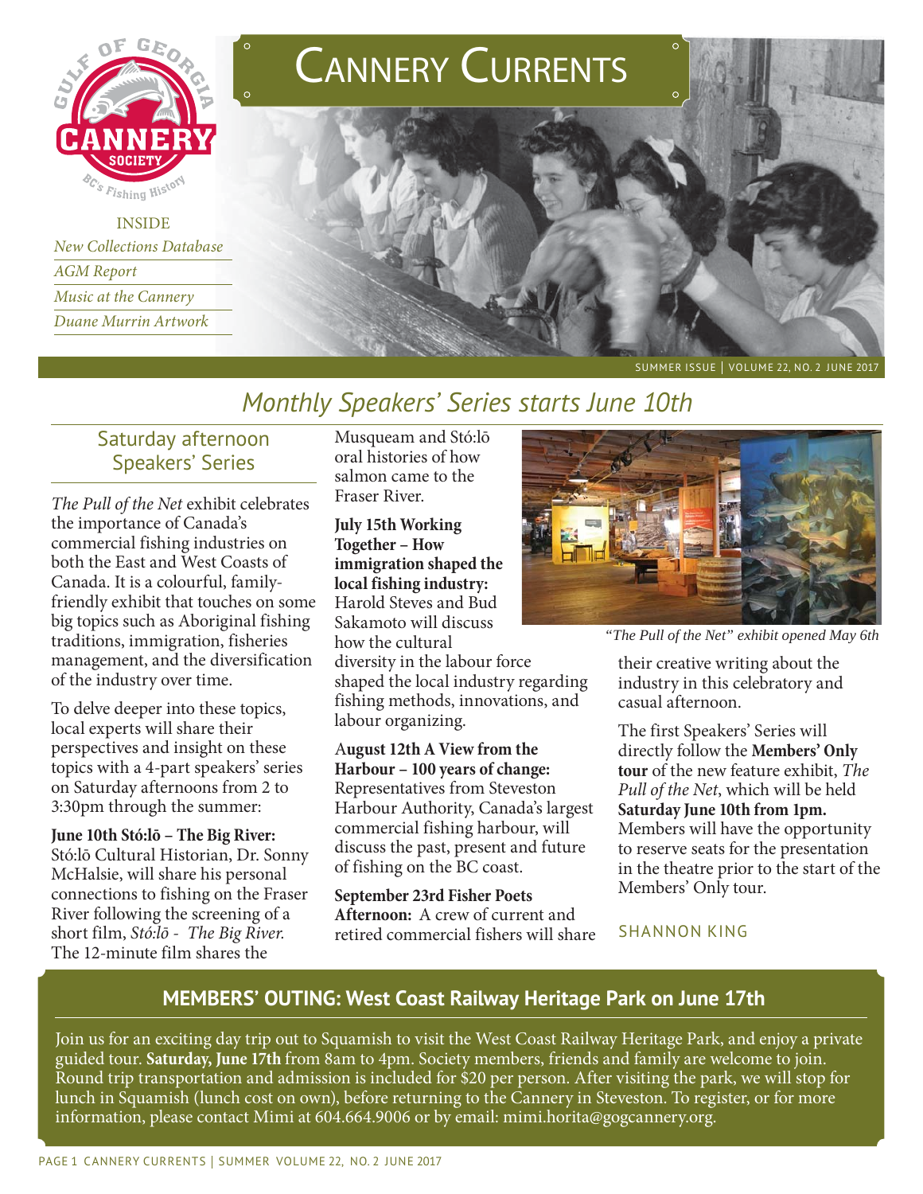# Cannery Currents

Gulf of Georgia Cannery Society — BC's Fishing History

INSIDE

- *New Collections Database*
- *AGM Report*
- *Music at the Cannery*
- *Duane Murrin Artwork*

SUMMER ISSUE | VOLUME 22, NO. 2 JUNE 2017

## *Monthly Speakers' Series starts June 10th*

### Saturday afternoon Speakers' Series

*The Pull of the Net* exhibit celebrates the importance of Canada's commercial fishing industries on both the East and West Coasts of Canada. It is a colourful, family-friendly exhibit that touches on some big topics such as Aboriginal fishing traditions, immigration, fisheries management, and the diversification of the industry over time.

To delve deeper into these topics, local experts will share their perspectives and insight on these topics with a 4-part speakers' series on Saturday afternoons from 2 to 3:30pm through the summer:

**June 10th Stó:lō – The Big River:** Stó:lō Cultural Historian, Dr. Sonny McHalsie, will share his personal connections to fishing on the Fraser River following the screening of a short film, *Stó:lō - The Big River.* The 12-minute film shares the Musqueam and Stó:lō oral histories of how salmon came to the Fraser River.

**July 15th Working Together – How immigration shaped the local fishing industry:** Harold Steves and Bud Sakamoto will discuss how the cultural diversity in the labour force shaped the local industry regarding fishing methods, innovations, and labour organizing.

**August 12th A View from the Harbour – 100 years of change:** Representatives from Steveston Harbour Authority, Canada's largest commercial fishing harbour, will discuss the past, present and future of fishing on the BC coast.

**September 23rd Fisher Poets Afternoon:** A crew of current and retired commercial fishers will share their creative writing about the industry in this celebratory and casual afternoon.

*"The Pull of the Net" exhibit opened May 6th*

The first Speakers' Series will directly follow the **Members' Only tour** of the new feature exhibit, *The Pull of the Net*, which will be held **Saturday June 10th from 1pm.** Members will have the opportunity to reserve seats for the presentation in the theatre prior to the start of the Members' Only tour.

SHANNON KING

## MEMBERS' OUTING: West Coast Railway Heritage Park on June 17th

Join us for an exciting day trip out to Squamish to visit the West Coast Railway Heritage Park, and enjoy a private guided tour. **Saturday, June 17th** from 8am to 4pm. Society members, friends and family are welcome to join. Round trip transportation and admission is included for $20 per person. After visiting the park, we will stop for lunch in Squamish (lunch cost on own), before returning to the Cannery in Steveston. To register, or for more information, please contact Mimi at 604.664.9006 or by email: mimi.horita@gogcannery.org.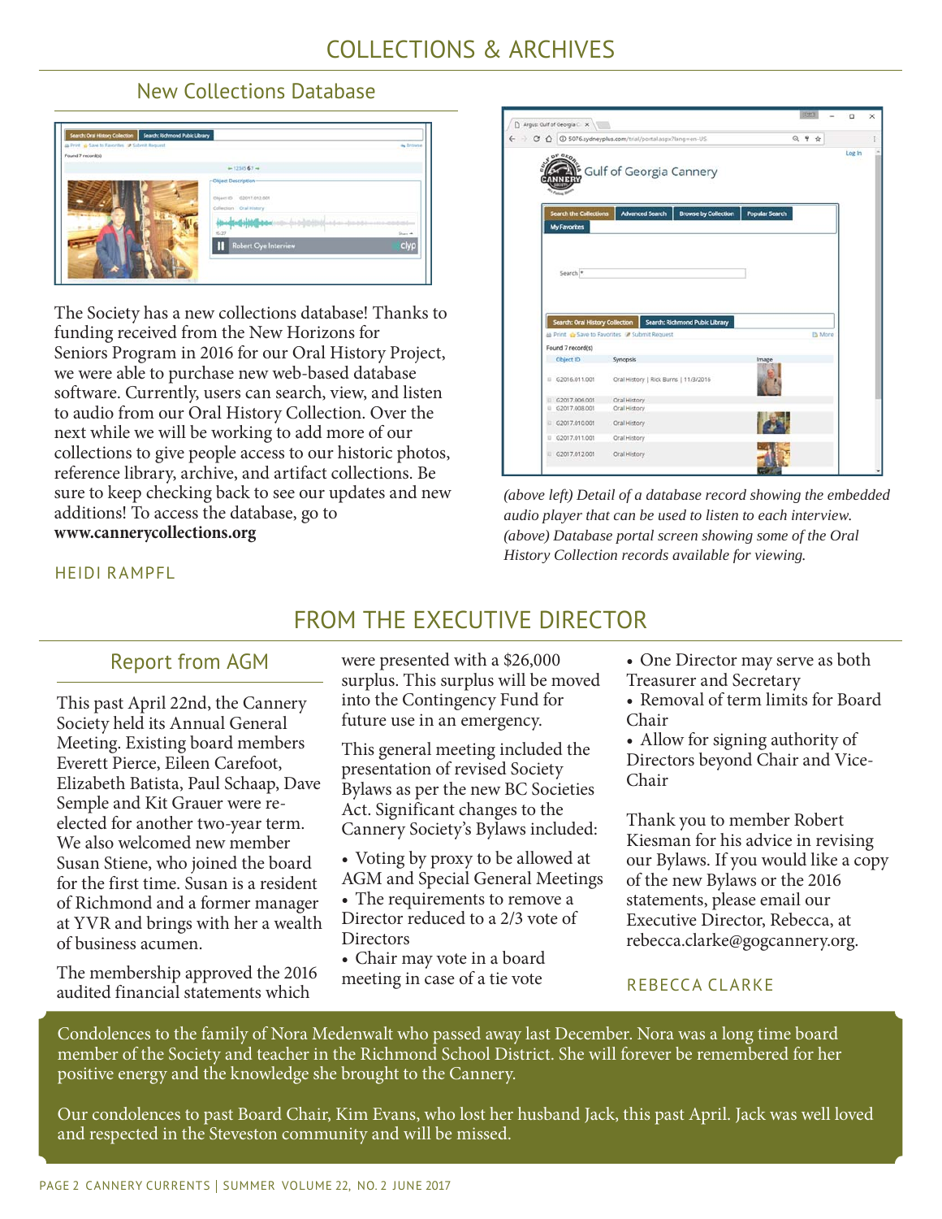# COLLECTIONS & ARCHIVES

## New Collections Database

The Society has a new collections database! Thanks to funding received from the New Horizons for Seniors Program in 2016 for our Oral History Project, we were able to purchase new web-based database software. Currently, users can search, view, and listen to audio from our Oral History Collection. Over the next while we will be working to add more of our collections to give people access to our historic photos, reference library, archive, and artifact collections. Be sure to keep checking back to see our updates and new additions! To access the database, go to **www.cannerycollections.org**

HEIDI RAMPFL

*(above left) Detail of a database record showing the embedded audio player that can be used to listen to each interview. (above) Database portal screen showing some of the Oral History Collection records available for viewing.*

# FROM THE EXECUTIVE DIRECTOR

## Report from AGM

This past April 22nd, the Cannery Society held its Annual General Meeting. Existing board members Everett Pierce, Eileen Carefoot, Elizabeth Batista, Paul Schaap, Dave Semple and Kit Grauer were re-elected for another two-year term. We also welcomed new member Susan Stiene, who joined the board for the first time. Susan is a resident of Richmond and a former manager at YVR and brings with her a wealth of business acumen.

The membership approved the 2016 audited financial statements which were presented with a $26,000 surplus. This surplus will be moved into the Contingency Fund for future use in an emergency.

This general meeting included the presentation of revised Society Bylaws as per the new BC Societies Act. Significant changes to the Cannery Society's Bylaws included:

- Voting by proxy to be allowed at AGM and Special General Meetings
- The requirements to remove a Director reduced to a 2/3 vote of Directors
- Chair may vote in a board meeting in case of a tie vote
- One Director may serve as both Treasurer and Secretary
- Removal of term limits for Board Chair
- Allow for signing authority of Directors beyond Chair and Vice-Chair

Thank you to member Robert Kiesman for his advice in revising our Bylaws. If you would like a copy of the new Bylaws or the 2016 statements, please email our Executive Director, Rebecca, at rebecca.clarke@gogcannery.org.

REBECCA CLARKE

Condolences to the family of Nora Medenwalt who passed away last December. Nora was a long time board member of the Society and teacher in the Richmond School District. She will forever be remembered for her positive energy and the knowledge she brought to the Cannery.

Our condolences to past Board Chair, Kim Evans, who lost her husband Jack, this past April. Jack was well loved and respected in the Steveston community and will be missed.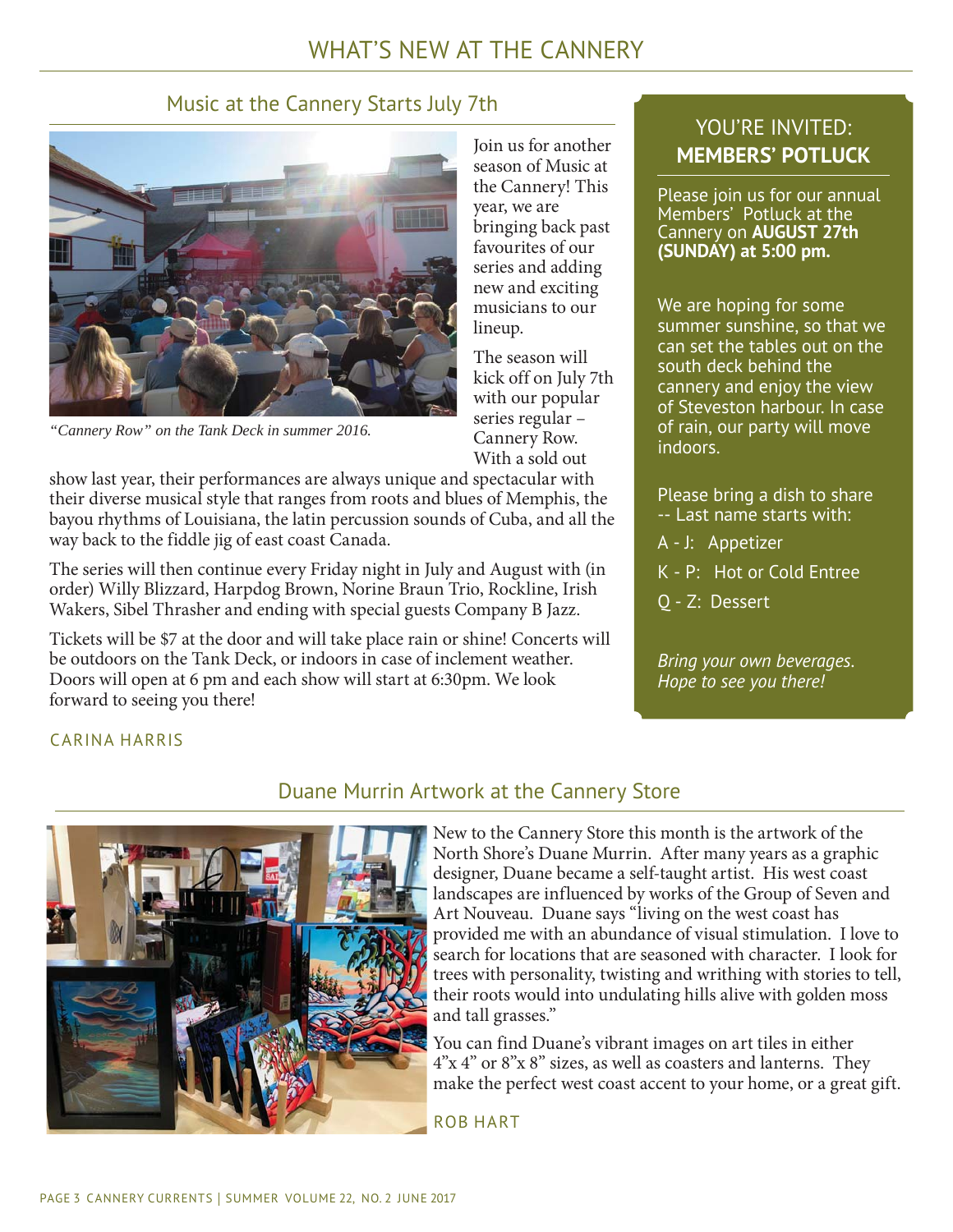# WHAT'S NEW AT THE CANNERY

## Music at the Cannery Starts July 7th

*"Cannery Row" on the Tank Deck in summer 2016.*

Join us for another season of Music at the Cannery! This year, we are bringing back past favourites of our series and adding new and exciting musicians to our lineup.

The season will kick off on July 7th with our popular series regular – Cannery Row. With a sold out show last year, their performances are always unique and spectacular with their diverse musical style that ranges from roots and blues of Memphis, the bayou rhythms of Louisiana, the latin percussion sounds of Cuba, and all the way back to the fiddle jig of east coast Canada.

The series will then continue every Friday night in July and August with (in order) Willy Blizzard, Harpdog Brown, Norine Braun Trio, Rockline, Irish Wakers, Sibel Thrasher and ending with special guests Company B Jazz.

Tickets will be $7 at the door and will take place rain or shine! Concerts will be outdoors on the Tank Deck, or indoors in case of inclement weather. Doors will open at 6 pm and each show will start at 6:30pm. We look forward to seeing you there!

CARINA HARRIS

## YOU'RE INVITED: **MEMBERS' POTLUCK**

Please join us for our annual Members' Potluck at the Cannery on **AUGUST 27th (SUNDAY) at 5:00 pm.**

We are hoping for some summer sunshine, so that we can set the tables out on the south deck behind the cannery and enjoy the view of Steveston harbour. In case of rain, our party will move indoors.

Please bring a dish to share -- Last name starts with:

A - J: Appetizer

K - P: Hot or Cold Entree

Q - Z: Dessert

*Bring your own beverages. Hope to see you there!*

## Duane Murrin Artwork at the Cannery Store

New to the Cannery Store this month is the artwork of the North Shore's Duane Murrin. After many years as a graphic designer, Duane became a self-taught artist. His west coast landscapes are influenced by works of the Group of Seven and Art Nouveau. Duane says "living on the west coast has provided me with an abundance of visual stimulation. I love to search for locations that are seasoned with character. I look for trees with personality, twisting and writhing with stories to tell, their roots would into undulating hills alive with golden moss and tall grasses."

You can find Duane's vibrant images on art tiles in either 4"x 4" or 8"x 8" sizes, as well as coasters and lanterns. They make the perfect west coast accent to your home, or a great gift.

ROB HART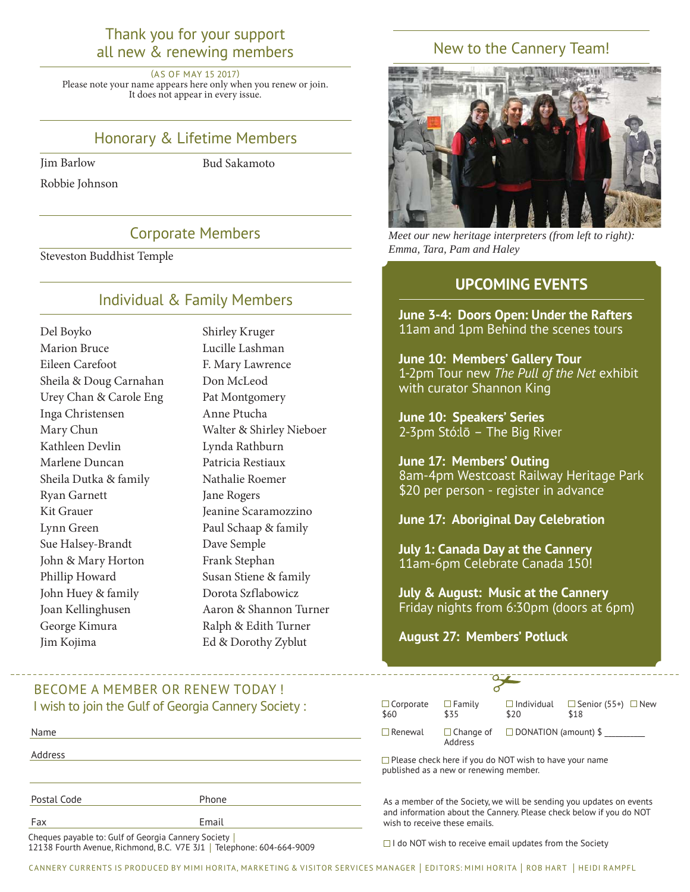## Thank you for your support all new & renewing members

(AS OF MAY 15 2017)
Please note your name appears here only when you renew or join. It does not appear in every issue.

### Honorary & Lifetime Members

Jim Barlow
Robbie Johnson
Bud Sakamoto

### Corporate Members

Steveston Buddhist Temple

### Individual & Family Members

Del Boyko
Marion Bruce
Eileen Carefoot
Sheila & Doug Carnahan
Urey Chan & Carole Eng
Inga Christensen
Mary Chun
Kathleen Devlin
Marlene Duncan
Sheila Dutka & family
Ryan Garnett
Kit Grauer
Lynn Green
Sue Halsey-Brandt
John & Mary Horton
Phillip Howard
John Huey & family
Joan Kellinghusen
George Kimura
Jim Kojima
Shirley Kruger
Lucille Lashman
F. Mary Lawrence
Don McLeod
Pat Montgomery
Anne Ptucha
Walter & Shirley Nieboer
Lynda Rathburn
Patricia Restiaux
Nathalie Roemer
Jane Rogers
Jeanine Scaramozzino
Paul Schaap & family
Dave Semple
Frank Stephan
Susan Stiene & family
Dorota Szflabowicz
Aaron & Shannon Turner
Ralph & Edith Turner
Ed & Dorothy Zyblut

## New to the Cannery Team!

*Meet our new heritage interpreters (from left to right): Emma, Tara, Pam and Haley*

## UPCOMING EVENTS

**June 3-4: Doors Open: Under the Rafters**
11am and 1pm Behind the scenes tours

**June 10: Members' Gallery Tour**
1-2pm Tour new *The Pull of the Net* exhibit with curator Shannon King

**June 10: Speakers' Series**
2-3pm Stó:lō – The Big River

**June 17: Members' Outing**
8am-4pm Westcoast Railway Heritage Park
$20 per person - register in advance

**June 17: Aboriginal Day Celebration**

**July 1: Canada Day at the Cannery**
11am-6pm Celebrate Canada 150!

**July & August: Music at the Cannery**
Friday nights from 6:30pm (doors at 6pm)

**August 27: Members' Potluck**

## BECOME A MEMBER OR RENEW TODAY !

I wish to join the Gulf of Georgia Cannery Society :

Name ______________________

Address ______________________

______________________

Postal Code ____________ Phone ____________

Fax ____________ Email ____________

Cheques payable to: Gulf of Georgia Cannery Society | 12138 Fourth Avenue, Richmond, B.C. V7E 3J1 | Telephone: 604-664-9009

☐ Corporate $60 ☐ Family $35 ☐ Individual $20 ☐ Senior (55+) $18 ☐ New

☐ Renewal ☐ Change of Address ☐ DONATION (amount) $ ________

☐ Please check here if you do NOT wish to have your name published as a new or renewing member.

As a member of the Society, we will be sending you updates on events and information about the Cannery. Please check below if you do NOT wish to receive these emails.

☐ I do NOT wish to receive email updates from the Society

CANNERY CURRENTS IS PRODUCED BY MIMI HORITA, MARKETING & VISITOR SERVICES MANAGER | EDITORS: MIMI HORITA | ROB HART | HEIDI RAMPFL